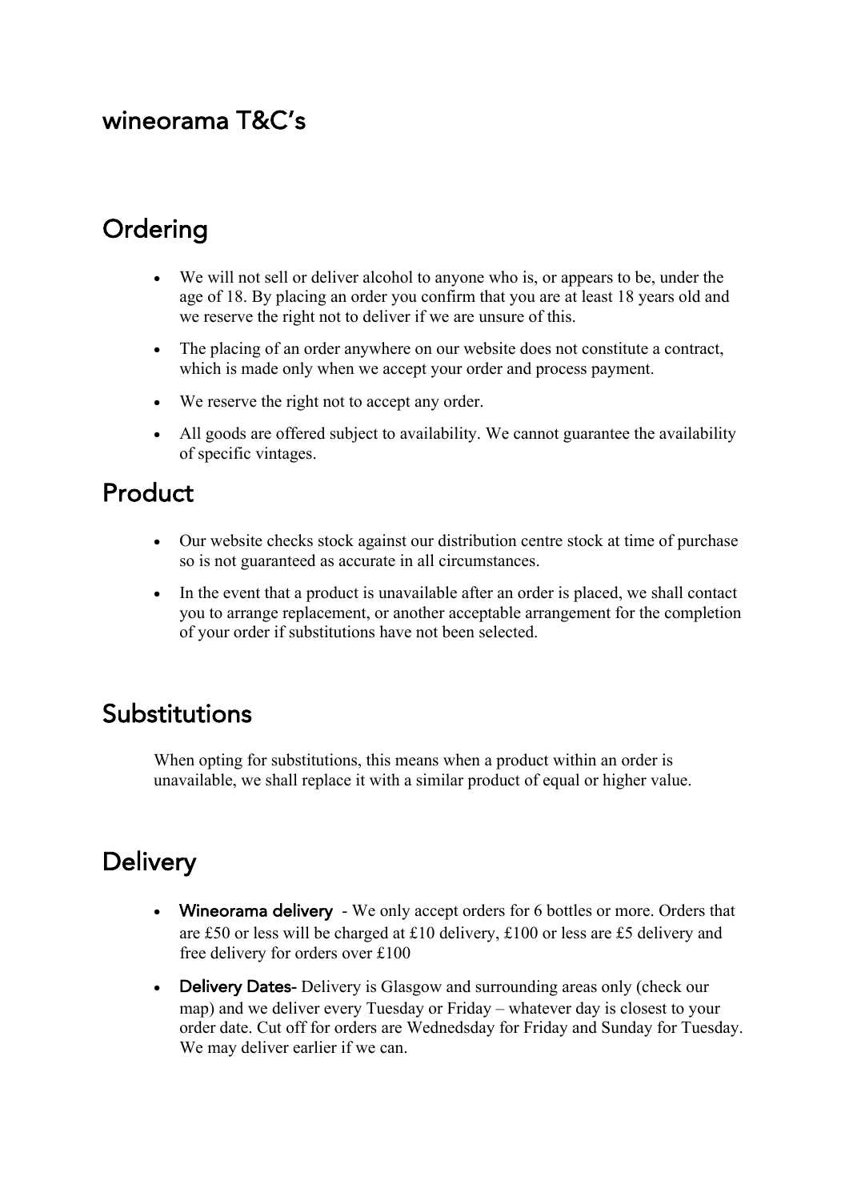# wineorama T&C's

## Ordering

- We will not sell or deliver alcohol to anyone who is, or appears to be, under the age of 18. By placing an order you confirm that you are at least 18 years old and we reserve the right not to deliver if we are unsure of this.
- The placing of an order anywhere on our website does not constitute a contract, which is made only when we accept your order and process payment.
- We reserve the right not to accept any order.
- All goods are offered subject to availability. We cannot guarantee the availability of specific vintages.

## Product

- Our website checks stock against our distribution centre stock at time of purchase so is not guaranteed as accurate in all circumstances.
- In the event that a product is unavailable after an order is placed, we shall contact you to arrange replacement, or another acceptable arrangement for the completion of your order if substitutions have not been selected.

## Substitutions

When opting for substitutions, this means when a product within an order is unavailable, we shall replace it with a similar product of equal or higher value.

## Delivery

- **Wineorama delivery** - We only accept orders for 6 bottles or more. Orders that are £50 or less will be charged at £10 delivery, £100 or less are £5 delivery and free delivery for orders over £100
- **Delivery Dates-** Delivery is Glasgow and surrounding areas only (check our map) and we deliver every Tuesday or Friday – whatever day is closest to your order date. Cut off for orders are Wednesday for Friday and Sunday for Tuesday. We may deliver earlier if we can.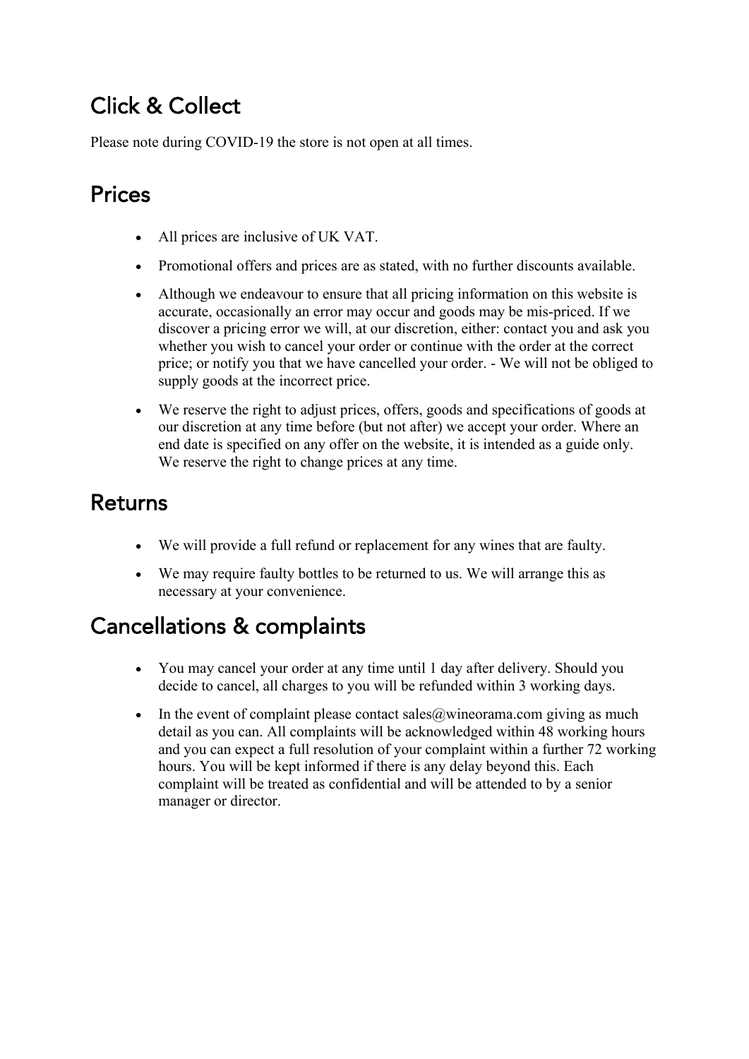## Click & Collect

Please note during COVID-19 the store is not open at all times.

## Prices

- All prices are inclusive of UK VAT.
- Promotional offers and prices are as stated, with no further discounts available.
- Although we endeavour to ensure that all pricing information on this website is accurate, occasionally an error may occur and goods may be mis-priced. If we discover a pricing error we will, at our discretion, either: contact you and ask you whether you wish to cancel your order or continue with the order at the correct price; or notify you that we have cancelled your order. - We will not be obliged to supply goods at the incorrect price.
- We reserve the right to adjust prices, offers, goods and specifications of goods at our discretion at any time before (but not after) we accept your order. Where an end date is specified on any offer on the website, it is intended as a guide only. We reserve the right to change prices at any time.

## Returns

- We will provide a full refund or replacement for any wines that are faulty.
- We may require faulty bottles to be returned to us. We will arrange this as necessary at your convenience.

## Cancellations & complaints

- You may cancel your order at any time until 1 day after delivery. Should you decide to cancel, all charges to you will be refunded within 3 working days.
- In the event of complaint please contact sales@wineorama.com giving as much detail as you can. All complaints will be acknowledged within 48 working hours and you can expect a full resolution of your complaint within a further 72 working hours. You will be kept informed if there is any delay beyond this. Each complaint will be treated as confidential and will be attended to by a senior manager or director.